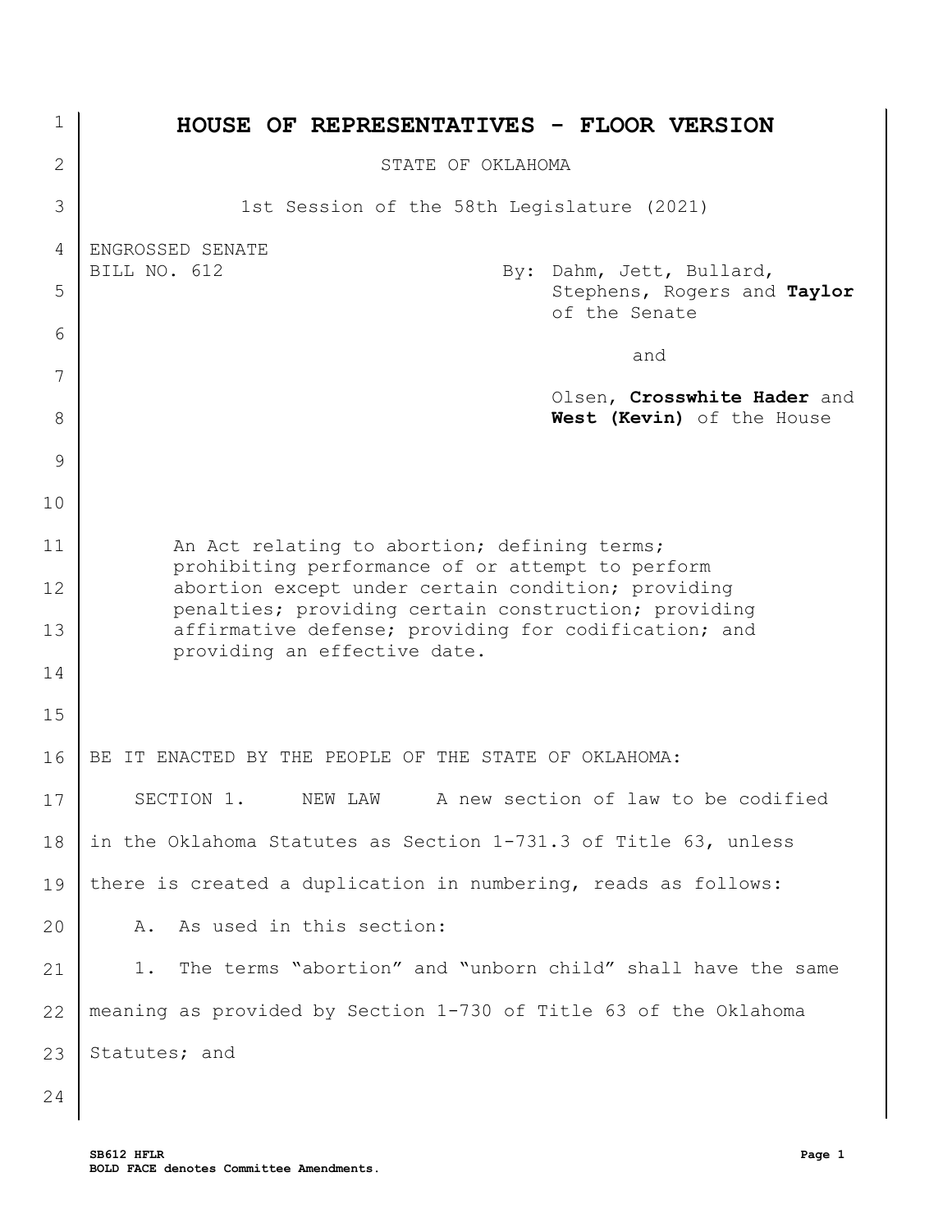# HOUSE OF REPRESENTATIVES - FLOOR VERSION

STATE OF OKLAHOMA

1st Session of the 58th Legislature (2021)

ENGROSSED SENATE
BILL NO. 612

By: Dahm, Jett, Bullard, Stephens, Rogers and **Taylor** of the Senate

and

Olsen, **Crosswhite Hader** and **West (Kevin)** of the House

An Act relating to abortion; defining terms; prohibiting performance of or attempt to perform abortion except under certain condition; providing penalties; providing certain construction; providing affirmative defense; providing for codification; and providing an effective date.

BE IT ENACTED BY THE PEOPLE OF THE STATE OF OKLAHOMA:

SECTION 1. NEW LAW A new section of law to be codified in the Oklahoma Statutes as Section 1-731.3 of Title 63, unless there is created a duplication in numbering, reads as follows:

A. As used in this section:

1. The terms "abortion" and "unborn child" shall have the same meaning as provided by Section 1-730 of Title 63 of the Oklahoma Statutes; and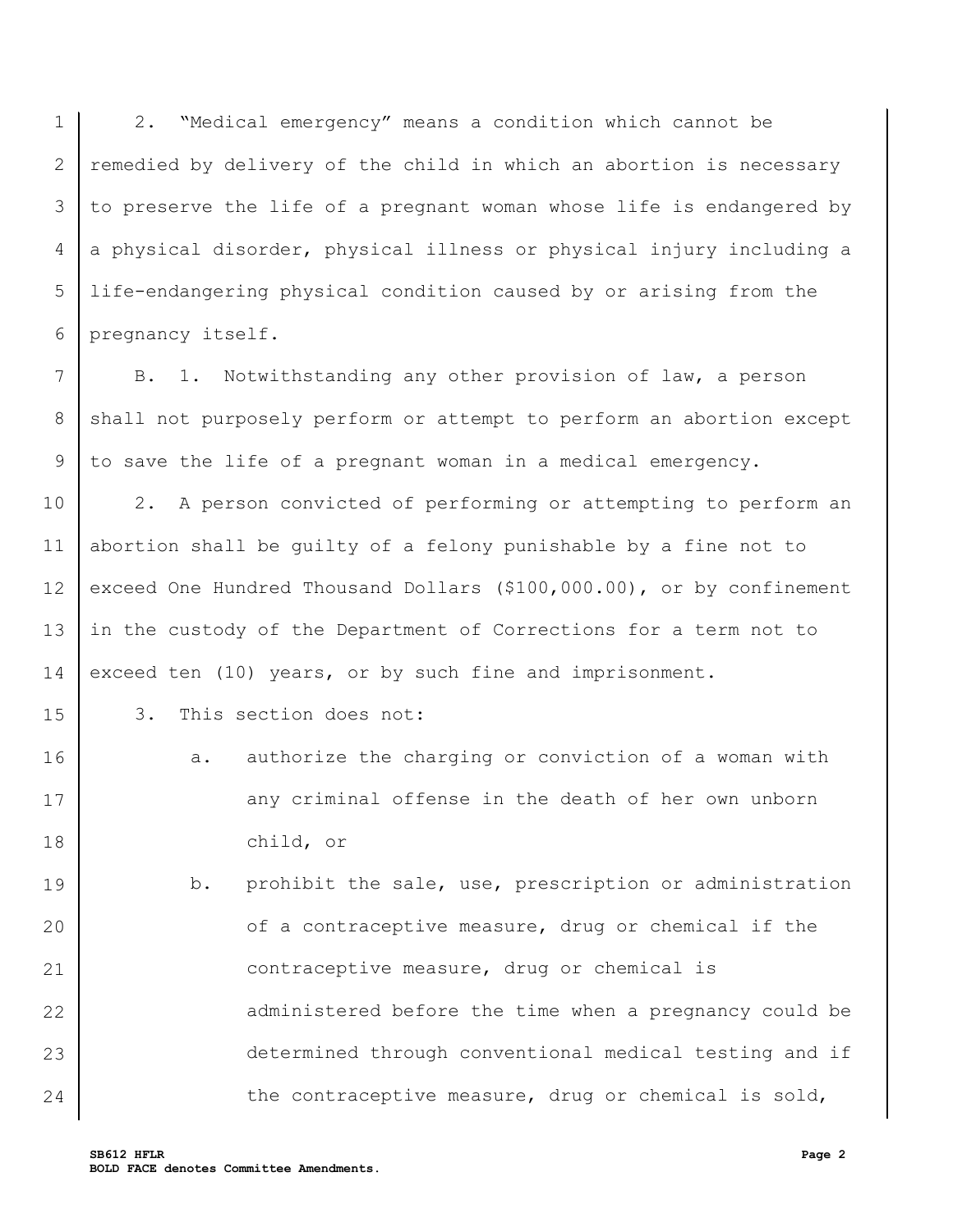2. "Medical emergency" means a condition which cannot be remedied by delivery of the child in which an abortion is necessary to preserve the life of a pregnant woman whose life is endangered by a physical disorder, physical illness or physical injury including a life-endangering physical condition caused by or arising from the pregnancy itself.

B. 1. Notwithstanding any other provision of law, a person shall not purposely perform or attempt to perform an abortion except to save the life of a pregnant woman in a medical emergency.

2. A person convicted of performing or attempting to perform an abortion shall be guilty of a felony punishable by a fine not to exceed One Hundred Thousand Dollars ($100,000.00), or by confinement in the custody of the Department of Corrections for a term not to exceed ten (10) years, or by such fine and imprisonment.

3. This section does not:

a. authorize the charging or conviction of a woman with any criminal offense in the death of her own unborn child, or

b. prohibit the sale, use, prescription or administration of a contraceptive measure, drug or chemical if the contraceptive measure, drug or chemical is administered before the time when a pregnancy could be determined through conventional medical testing and if the contraceptive measure, drug or chemical is sold,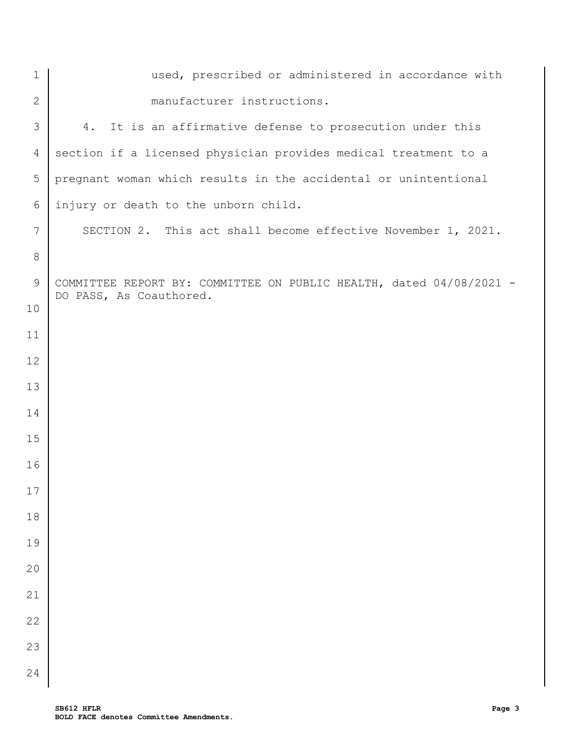used, prescribed or administered in accordance with manufacturer instructions.

4. It is an affirmative defense to prosecution under this section if a licensed physician provides medical treatment to a pregnant woman which results in the accidental or unintentional injury or death to the unborn child.

SECTION 2. This act shall become effective November 1, 2021.

COMMITTEE REPORT BY: COMMITTEE ON PUBLIC HEALTH, dated 04/08/2021 - DO PASS, As Coauthored.